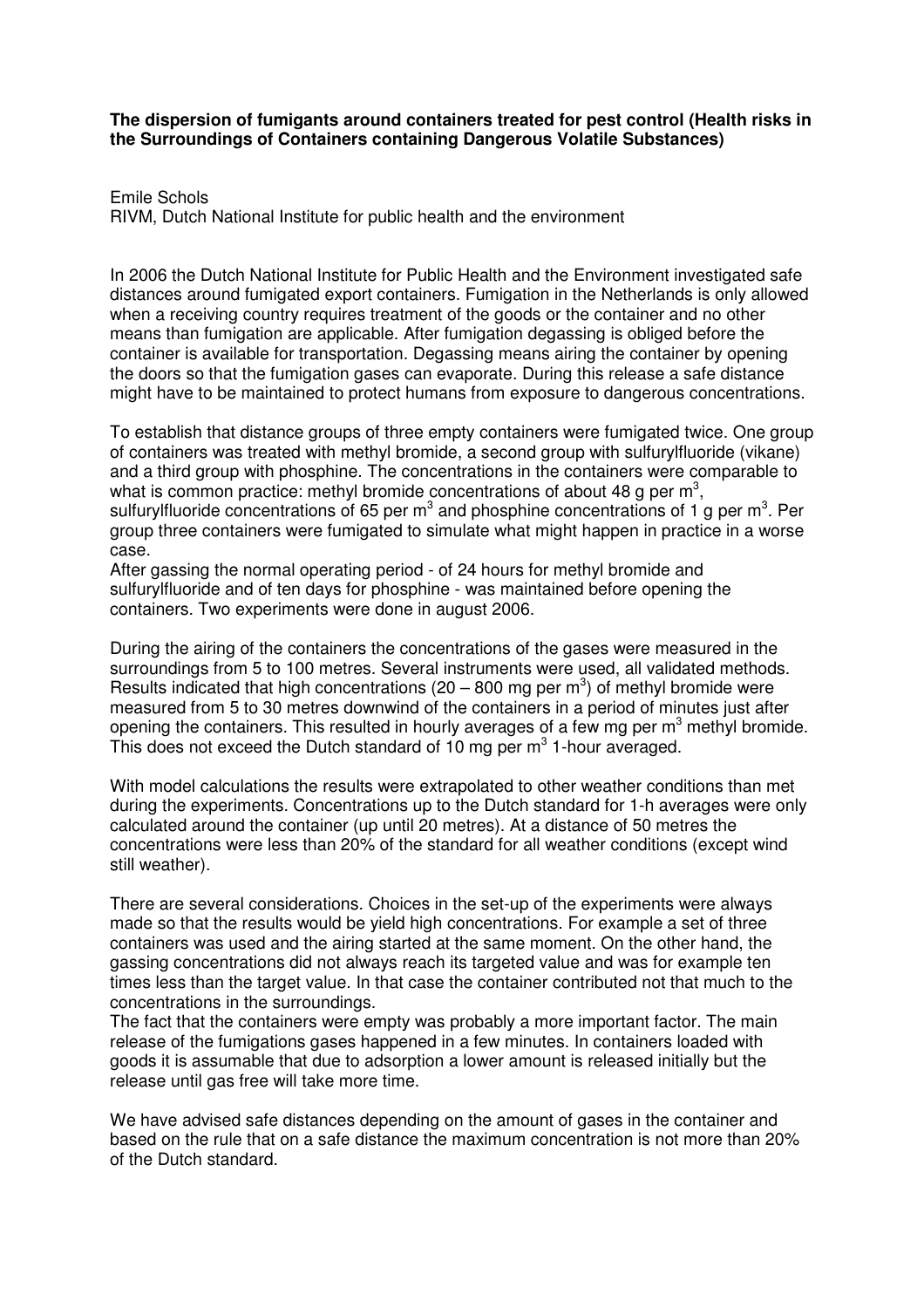**The dispersion of fumigants around containers treated for pest control (Health risks in the Surroundings of Containers containing Dangerous Volatile Substances)**

Emile Schols
RIVM, Dutch National Institute for public health and the environment

In 2006 the Dutch National Institute for Public Health and the Environment investigated safe distances around fumigated export containers. Fumigation in the Netherlands is only allowed when a receiving country requires treatment of the goods or the container and no other means than fumigation are applicable. After fumigation degassing is obliged before the container is available for transportation. Degassing means airing the container by opening the doors so that the fumigation gases can evaporate. During this release a safe distance might have to be maintained to protect humans from exposure to dangerous concentrations.

To establish that distance groups of three empty containers were fumigated twice. One group of containers was treated with methyl bromide, a second group with sulfurylfluoride (vikane) and a third group with phosphine. The concentrations in the containers were comparable to what is common practice: methyl bromide concentrations of about 48 g per $m^3$, sulfurylfluoride concentrations of 65 per $m^3$ and phosphine concentrations of 1 g per $m^3$. Per group three containers were fumigated to simulate what might happen in practice in a worse case.
After gassing the normal operating period - of 24 hours for methyl bromide and sulfurylfluoride and of ten days for phosphine - was maintained before opening the containers. Two experiments were done in august 2006.

During the airing of the containers the concentrations of the gases were measured in the surroundings from 5 to 100 metres. Several instruments were used, all validated methods. Results indicated that high concentrations (20 – 800 mg per $m^3$) of methyl bromide were measured from 5 to 30 metres downwind of the containers in a period of minutes just after opening the containers. This resulted in hourly averages of a few mg per $m^3$ methyl bromide. This does not exceed the Dutch standard of 10 mg per $m^3$ 1-hour averaged.

With model calculations the results were extrapolated to other weather conditions than met during the experiments. Concentrations up to the Dutch standard for 1-h averages were only calculated around the container (up until 20 metres). At a distance of 50 metres the concentrations were less than 20% of the standard for all weather conditions (except wind still weather).

There are several considerations. Choices in the set-up of the experiments were always made so that the results would be yield high concentrations. For example a set of three containers was used and the airing started at the same moment. On the other hand, the gassing concentrations did not always reach its targeted value and was for example ten times less than the target value. In that case the container contributed not that much to the concentrations in the surroundings.
The fact that the containers were empty was probably a more important factor. The main release of the fumigations gases happened in a few minutes. In containers loaded with goods it is assumable that due to adsorption a lower amount is released initially but the release until gas free will take more time.

We have advised safe distances depending on the amount of gases in the container and based on the rule that on a safe distance the maximum concentration is not more than 20% of the Dutch standard.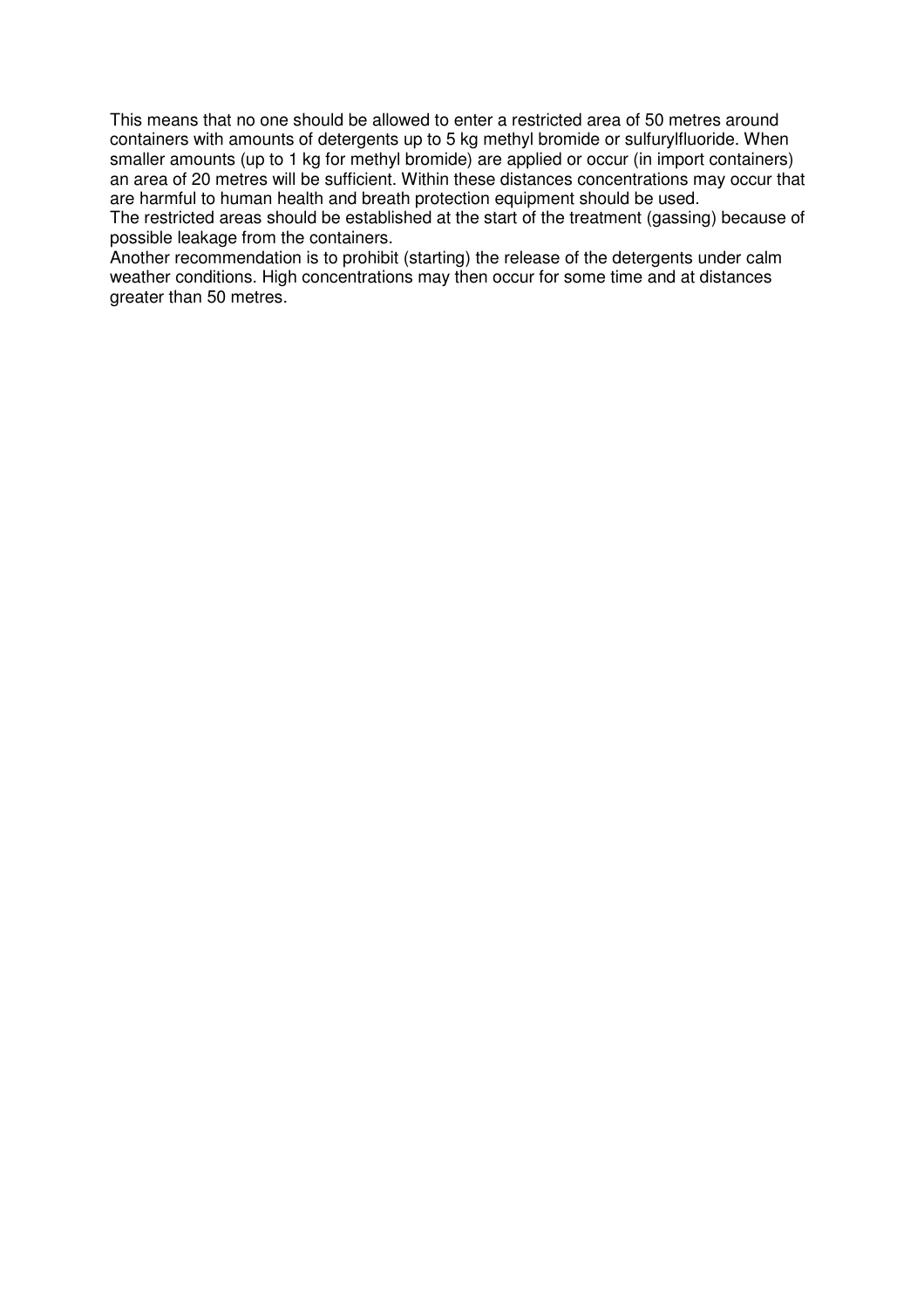This means that no one should be allowed to enter a restricted area of 50 metres around containers with amounts of detergents up to 5 kg methyl bromide or sulfurylfluoride. When smaller amounts (up to 1 kg for methyl bromide) are applied or occur (in import containers) an area of 20 metres will be sufficient. Within these distances concentrations may occur that are harmful to human health and breath protection equipment should be used.
The restricted areas should be established at the start of the treatment (gassing) because of possible leakage from the containers.
Another recommendation is to prohibit (starting) the release of the detergents under calm weather conditions. High concentrations may then occur for some time and at distances greater than 50 metres.